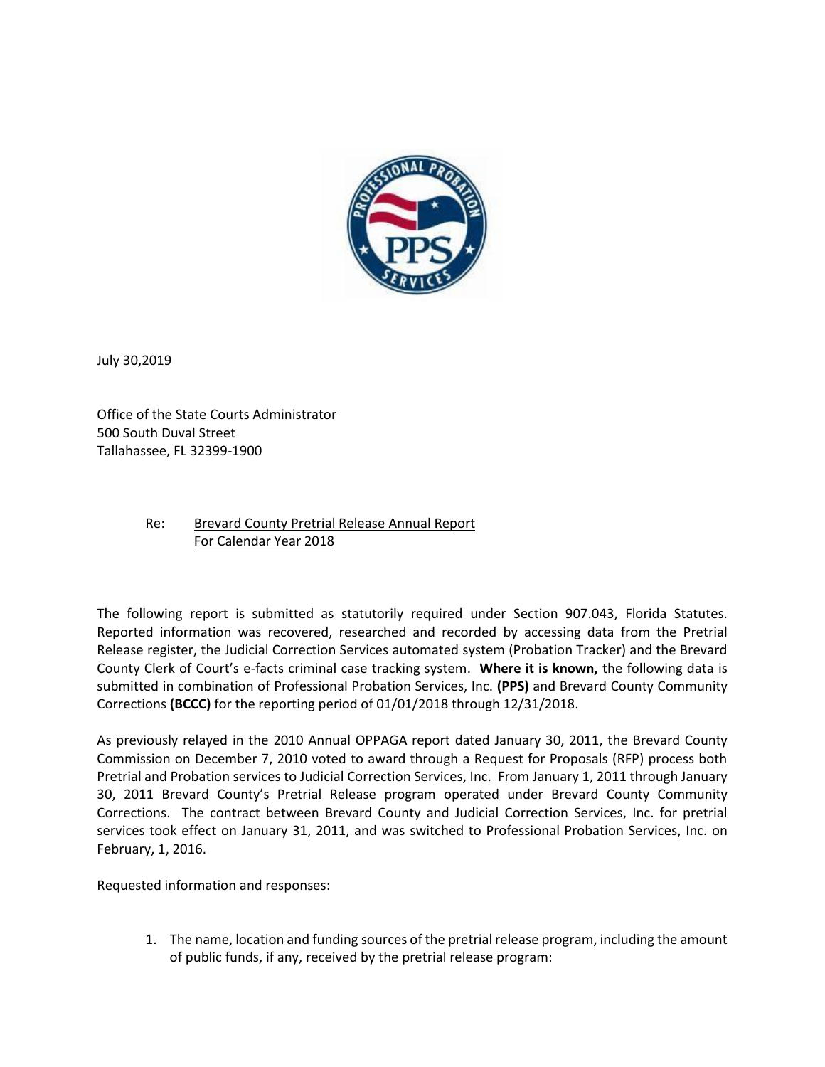July 30,2019

Office of the State Courts Administrator
500 South Duval Street
Tallahassee, FL 32399-1900

Re: Brevard County Pretrial Release Annual Report
For Calendar Year 2018

The following report is submitted as statutorily required under Section 907.043, Florida Statutes. Reported information was recovered, researched and recorded by accessing data from the Pretrial Release register, the Judicial Correction Services automated system (Probation Tracker) and the Brevard County Clerk of Court's e-facts criminal case tracking system. **Where it is known,** the following data is submitted in combination of Professional Probation Services, Inc. **(PPS)** and Brevard County Community Corrections **(BCCC)** for the reporting period of 01/01/2018 through 12/31/2018.

As previously relayed in the 2010 Annual OPPAGA report dated January 30, 2011, the Brevard County Commission on December 7, 2010 voted to award through a Request for Proposals (RFP) process both Pretrial and Probation services to Judicial Correction Services, Inc. From January 1, 2011 through January 30, 2011 Brevard County's Pretrial Release program operated under Brevard County Community Corrections. The contract between Brevard County and Judicial Correction Services, Inc. for pretrial services took effect on January 31, 2011, and was switched to Professional Probation Services, Inc. on February, 1, 2016.

Requested information and responses:

1. The name, location and funding sources of the pretrial release program, including the amount of public funds, if any, received by the pretrial release program: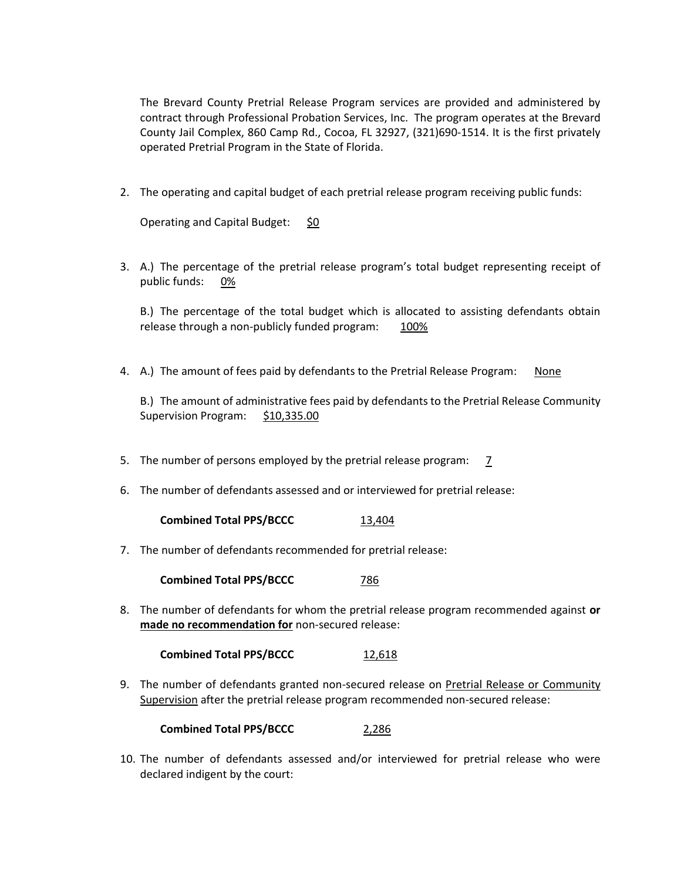The Brevard County Pretrial Release Program services are provided and administered by contract through Professional Probation Services, Inc. The program operates at the Brevard County Jail Complex, 860 Camp Rd., Cocoa, FL 32927, (321)690-1514. It is the first privately operated Pretrial Program in the State of Florida.

2. The operating and capital budget of each pretrial release program receiving public funds:

   Operating and Capital Budget: $0

3. A.) The percentage of the pretrial release program's total budget representing receipt of public funds: 0%

   B.) The percentage of the total budget which is allocated to assisting defendants obtain release through a non-publicly funded program: 100%

4. A.) The amount of fees paid by defendants to the Pretrial Release Program: None

   B.) The amount of administrative fees paid by defendants to the Pretrial Release Community Supervision Program: $10,335.00

5. The number of persons employed by the pretrial release program: 7

6. The number of defendants assessed and or interviewed for pretrial release:

   **Combined Total PPS/BCCC** 13,404

7. The number of defendants recommended for pretrial release:

   **Combined Total PPS/BCCC** 786

8. The number of defendants for whom the pretrial release program recommended against **or made no recommendation for** non-secured release:

   **Combined Total PPS/BCCC** 12,618

9. The number of defendants granted non-secured release on Pretrial Release or Community Supervision after the pretrial release program recommended non-secured release:

   **Combined Total PPS/BCCC** 2,286

10. The number of defendants assessed and/or interviewed for pretrial release who were declared indigent by the court: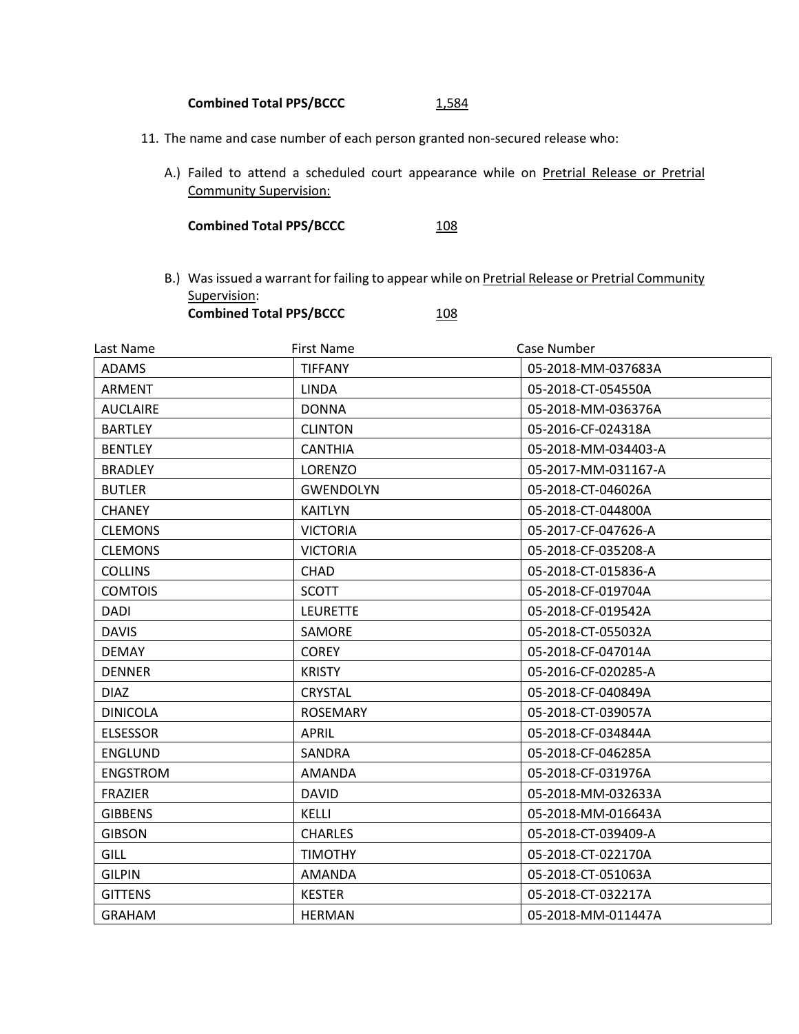**Combined Total PPS/BCCC** 1,584

11. The name and case number of each person granted non-secured release who:

    A.) Failed to attend a scheduled court appearance while on Pretrial Release or Pretrial Community Supervision:

    **Combined Total PPS/BCCC** 108

    B.) Was issued a warrant for failing to appear while on Pretrial Release or Pretrial Community Supervision:

    **Combined Total PPS/BCCC** 108

| Last Name | First Name | Case Number |
|---|---|---|
| ADAMS | TIFFANY | 05-2018-MM-037683A |
| ARMENT | LINDA | 05-2018-CT-054550A |
| AUCLAIRE | DONNA | 05-2018-MM-036376A |
| BARTLEY | CLINTON | 05-2016-CF-024318A |
| BENTLEY | CANTHIA | 05-2018-MM-034403-A |
| BRADLEY | LORENZO | 05-2017-MM-031167-A |
| BUTLER | GWENDOLYN | 05-2018-CT-046026A |
| CHANEY | KAITLYN | 05-2018-CT-044800A |
| CLEMONS | VICTORIA | 05-2017-CF-047626-A |
| CLEMONS | VICTORIA | 05-2018-CF-035208-A |
| COLLINS | CHAD | 05-2018-CT-015836-A |
| COMTOIS | SCOTT | 05-2018-CF-019704A |
| DADI | LEURETTE | 05-2018-CF-019542A |
| DAVIS | SAMORE | 05-2018-CT-055032A |
| DEMAY | COREY | 05-2018-CF-047014A |
| DENNER | KRISTY | 05-2016-CF-020285-A |
| DIAZ | CRYSTAL | 05-2018-CF-040849A |
| DINICOLA | ROSEMARY | 05-2018-CT-039057A |
| ELSESSOR | APRIL | 05-2018-CF-034844A |
| ENGLUND | SANDRA | 05-2018-CF-046285A |
| ENGSTROM | AMANDA | 05-2018-CF-031976A |
| FRAZIER | DAVID | 05-2018-MM-032633A |
| GIBBENS | KELLI | 05-2018-MM-016643A |
| GIBSON | CHARLES | 05-2018-CT-039409-A |
| GILL | TIMOTHY | 05-2018-CT-022170A |
| GILPIN | AMANDA | 05-2018-CT-051063A |
| GITTENS | KESTER | 05-2018-CT-032217A |
| GRAHAM | HERMAN | 05-2018-MM-011447A |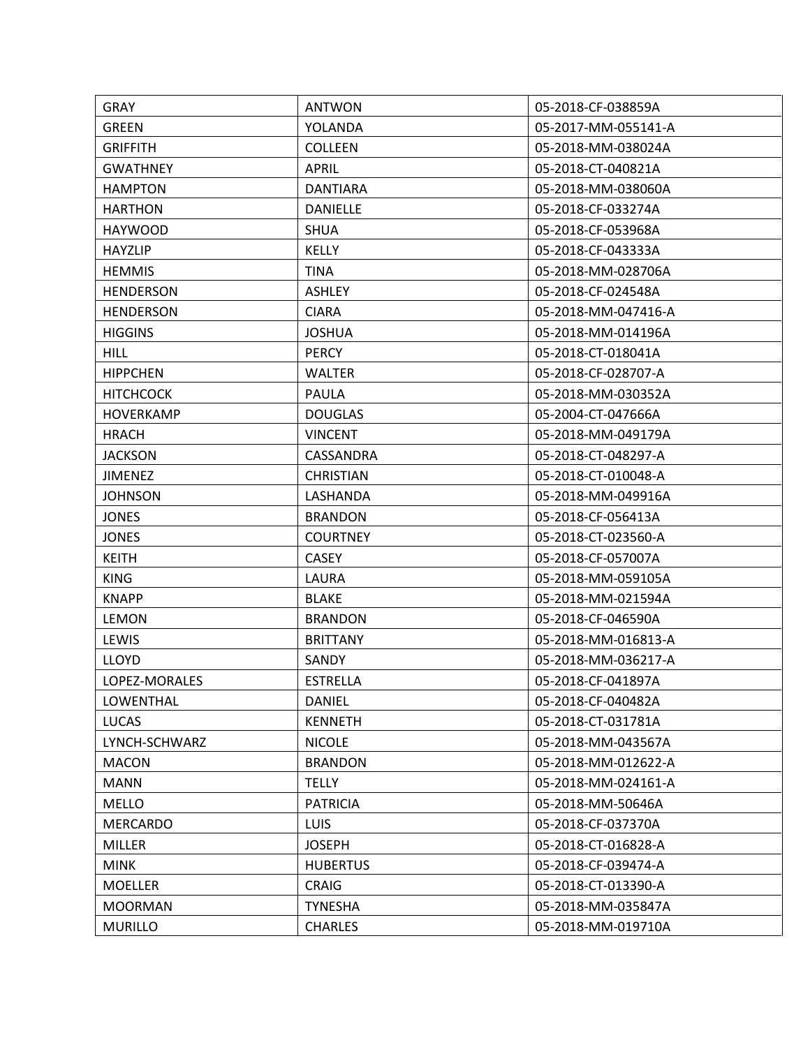| GRAY | ANTWON | 05-2018-CF-038859A |
|---|---|---|
| GREEN | YOLANDA | 05-2017-MM-055141-A |
| GRIFFITH | COLLEEN | 05-2018-MM-038024A |
| GWATHNEY | APRIL | 05-2018-CT-040821A |
| HAMPTON | DANTIARA | 05-2018-MM-038060A |
| HARTHON | DANIELLE | 05-2018-CF-033274A |
| HAYWOOD | SHUA | 05-2018-CF-053968A |
| HAYZLIP | KELLY | 05-2018-CF-043333A |
| HEMMIS | TINA | 05-2018-MM-028706A |
| HENDERSON | ASHLEY | 05-2018-CF-024548A |
| HENDERSON | CIARA | 05-2018-MM-047416-A |
| HIGGINS | JOSHUA | 05-2018-MM-014196A |
| HILL | PERCY | 05-2018-CT-018041A |
| HIPPCHEN | WALTER | 05-2018-CF-028707-A |
| HITCHCOCK | PAULA | 05-2018-MM-030352A |
| HOVERKAMP | DOUGLAS | 05-2004-CT-047666A |
| HRACH | VINCENT | 05-2018-MM-049179A |
| JACKSON | CASSANDRA | 05-2018-CT-048297-A |
| JIMENEZ | CHRISTIAN | 05-2018-CT-010048-A |
| JOHNSON | LASHANDA | 05-2018-MM-049916A |
| JONES | BRANDON | 05-2018-CF-056413A |
| JONES | COURTNEY | 05-2018-CT-023560-A |
| KEITH | CASEY | 05-2018-CF-057007A |
| KING | LAURA | 05-2018-MM-059105A |
| KNAPP | BLAKE | 05-2018-MM-021594A |
| LEMON | BRANDON | 05-2018-CF-046590A |
| LEWIS | BRITTANY | 05-2018-MM-016813-A |
| LLOYD | SANDY | 05-2018-MM-036217-A |
| LOPEZ-MORALES | ESTRELLA | 05-2018-CF-041897A |
| LOWENTHAL | DANIEL | 05-2018-CF-040482A |
| LUCAS | KENNETH | 05-2018-CT-031781A |
| LYNCH-SCHWARZ | NICOLE | 05-2018-MM-043567A |
| MACON | BRANDON | 05-2018-MM-012622-A |
| MANN | TELLY | 05-2018-MM-024161-A |
| MELLO | PATRICIA | 05-2018-MM-50646A |
| MERCARDO | LUIS | 05-2018-CF-037370A |
| MILLER | JOSEPH | 05-2018-CT-016828-A |
| MINK | HUBERTUS | 05-2018-CF-039474-A |
| MOELLER | CRAIG | 05-2018-CT-013390-A |
| MOORMAN | TYNESHA | 05-2018-MM-035847A |
| MURILLO | CHARLES | 05-2018-MM-019710A |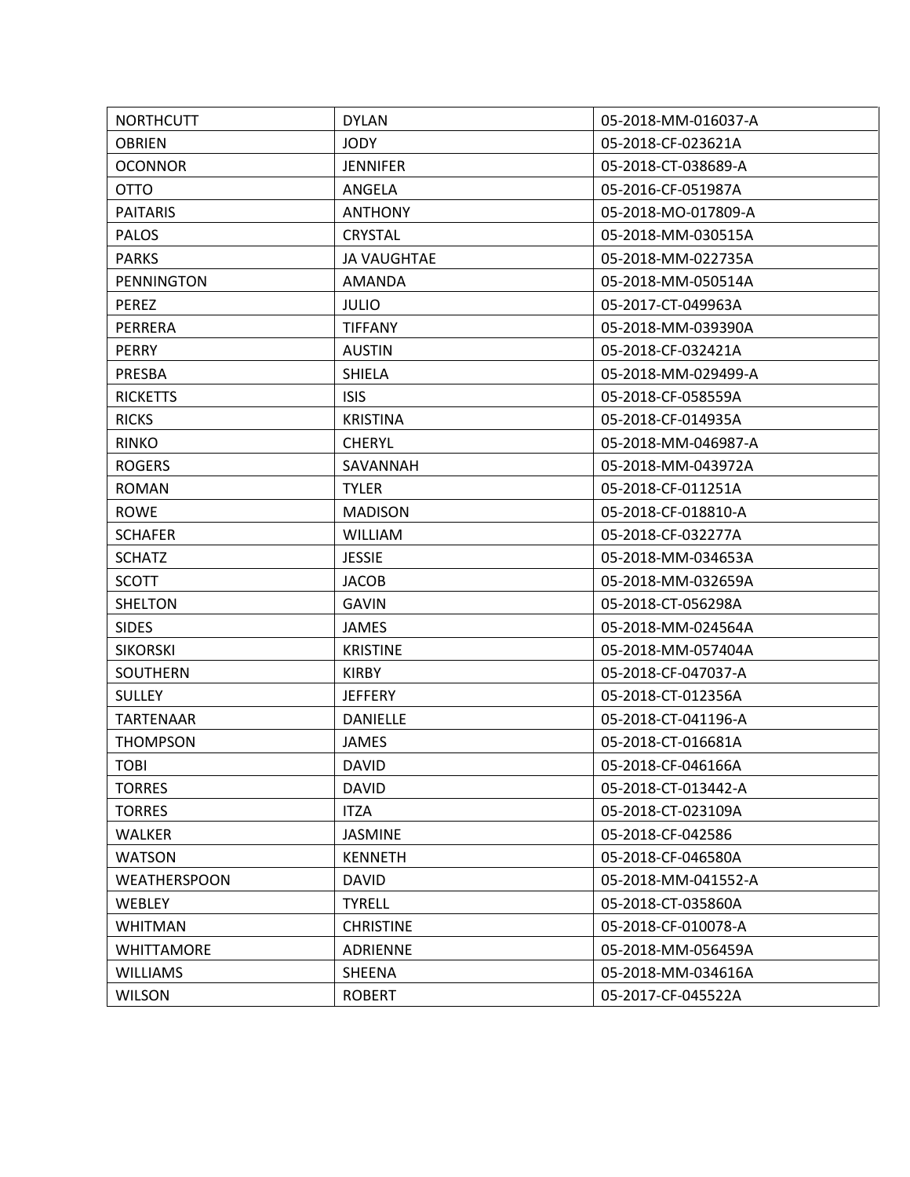| NORTHCUTT | DYLAN | 05-2018-MM-016037-A |
|---|---|---|
| OBRIEN | JODY | 05-2018-CF-023621A |
| OCONNOR | JENNIFER | 05-2018-CT-038689-A |
| OTTO | ANGELA | 05-2016-CF-051987A |
| PAITARIS | ANTHONY | 05-2018-MO-017809-A |
| PALOS | CRYSTAL | 05-2018-MM-030515A |
| PARKS | JA VAUGHTAE | 05-2018-MM-022735A |
| PENNINGTON | AMANDA | 05-2018-MM-050514A |
| PEREZ | JULIO | 05-2017-CT-049963A |
| PERRERA | TIFFANY | 05-2018-MM-039390A |
| PERRY | AUSTIN | 05-2018-CF-032421A |
| PRESBA | SHIELA | 05-2018-MM-029499-A |
| RICKETTS | ISIS | 05-2018-CF-058559A |
| RICKS | KRISTINA | 05-2018-CF-014935A |
| RINKO | CHERYL | 05-2018-MM-046987-A |
| ROGERS | SAVANNAH | 05-2018-MM-043972A |
| ROMAN | TYLER | 05-2018-CF-011251A |
| ROWE | MADISON | 05-2018-CF-018810-A |
| SCHAFER | WILLIAM | 05-2018-CF-032277A |
| SCHATZ | JESSIE | 05-2018-MM-034653A |
| SCOTT | JACOB | 05-2018-MM-032659A |
| SHELTON | GAVIN | 05-2018-CT-056298A |
| SIDES | JAMES | 05-2018-MM-024564A |
| SIKORSKI | KRISTINE | 05-2018-MM-057404A |
| SOUTHERN | KIRBY | 05-2018-CF-047037-A |
| SULLEY | JEFFERY | 05-2018-CT-012356A |
| TARTENAAR | DANIELLE | 05-2018-CT-041196-A |
| THOMPSON | JAMES | 05-2018-CT-016681A |
| TOBI | DAVID | 05-2018-CF-046166A |
| TORRES | DAVID | 05-2018-CT-013442-A |
| TORRES | ITZA | 05-2018-CT-023109A |
| WALKER | JASMINE | 05-2018-CF-042586 |
| WATSON | KENNETH | 05-2018-CF-046580A |
| WEATHERSPOON | DAVID | 05-2018-MM-041552-A |
| WEBLEY | TYRELL | 05-2018-CT-035860A |
| WHITMAN | CHRISTINE | 05-2018-CF-010078-A |
| WHITTAMORE | ADRIENNE | 05-2018-MM-056459A |
| WILLIAMS | SHEENA | 05-2018-MM-034616A |
| WILSON | ROBERT | 05-2017-CF-045522A |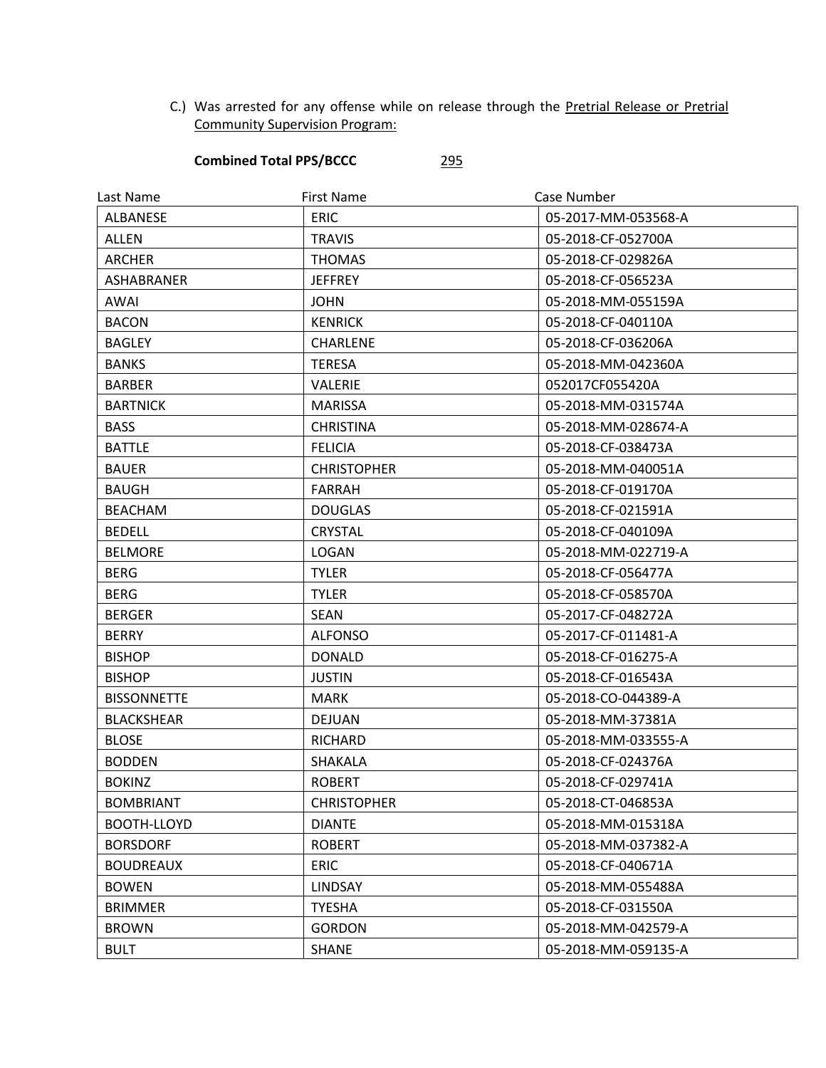C.) Was arrested for any offense while on release through the Pretrial Release or Pretrial Community Supervision Program:

**Combined Total PPS/BCCC** 295

| Last Name | First Name | Case Number |
|---|---|---|
| ALBANESE | ERIC | 05-2017-MM-053568-A |
| ALLEN | TRAVIS | 05-2018-CF-052700A |
| ARCHER | THOMAS | 05-2018-CF-029826A |
| ASHABRANER | JEFFREY | 05-2018-CF-056523A |
| AWAI | JOHN | 05-2018-MM-055159A |
| BACON | KENRICK | 05-2018-CF-040110A |
| BAGLEY | CHARLENE | 05-2018-CF-036206A |
| BANKS | TERESA | 05-2018-MM-042360A |
| BARBER | VALERIE | 052017CF055420A |
| BARTNICK | MARISSA | 05-2018-MM-031574A |
| BASS | CHRISTINA | 05-2018-MM-028674-A |
| BATTLE | FELICIA | 05-2018-CF-038473A |
| BAUER | CHRISTOPHER | 05-2018-MM-040051A |
| BAUGH | FARRAH | 05-2018-CF-019170A |
| BEACHAM | DOUGLAS | 05-2018-CF-021591A |
| BEDELL | CRYSTAL | 05-2018-CF-040109A |
| BELMORE | LOGAN | 05-2018-MM-022719-A |
| BERG | TYLER | 05-2018-CF-056477A |
| BERG | TYLER | 05-2018-CF-058570A |
| BERGER | SEAN | 05-2017-CF-048272A |
| BERRY | ALFONSO | 05-2017-CF-011481-A |
| BISHOP | DONALD | 05-2018-CF-016275-A |
| BISHOP | JUSTIN | 05-2018-CF-016543A |
| BISSONNETTE | MARK | 05-2018-CO-044389-A |
| BLACKSHEAR | DEJUAN | 05-2018-MM-37381A |
| BLOSE | RICHARD | 05-2018-MM-033555-A |
| BODDEN | SHAKALA | 05-2018-CF-024376A |
| BOKINZ | ROBERT | 05-2018-CF-029741A |
| BOMBRIANT | CHRISTOPHER | 05-2018-CT-046853A |
| BOOTH-LLOYD | DIANTE | 05-2018-MM-015318A |
| BORSDORF | ROBERT | 05-2018-MM-037382-A |
| BOUDREAUX | ERIC | 05-2018-CF-040671A |
| BOWEN | LINDSAY | 05-2018-MM-055488A |
| BRIMMER | TYESHA | 05-2018-CF-031550A |
| BROWN | GORDON | 05-2018-MM-042579-A |
| BULT | SHANE | 05-2018-MM-059135-A |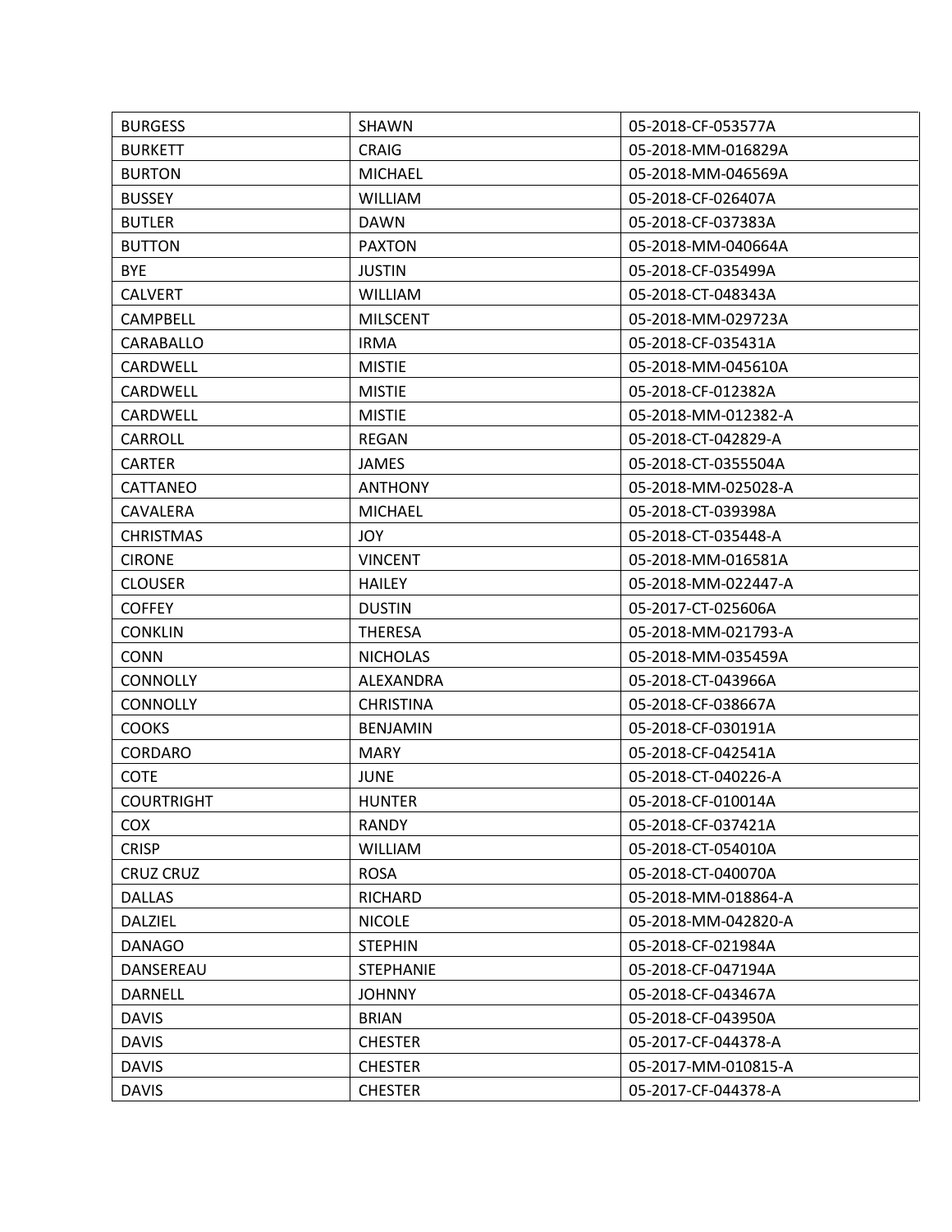| BURGESS | SHAWN | 05-2018-CF-053577A |
|---|---|---|
| BURKETT | CRAIG | 05-2018-MM-016829A |
| BURTON | MICHAEL | 05-2018-MM-046569A |
| BUSSEY | WILLIAM | 05-2018-CF-026407A |
| BUTLER | DAWN | 05-2018-CF-037383A |
| BUTTON | PAXTON | 05-2018-MM-040664A |
| BYE | JUSTIN | 05-2018-CF-035499A |
| CALVERT | WILLIAM | 05-2018-CT-048343A |
| CAMPBELL | MILSCENT | 05-2018-MM-029723A |
| CARABALLO | IRMA | 05-2018-CF-035431A |
| CARDWELL | MISTIE | 05-2018-MM-045610A |
| CARDWELL | MISTIE | 05-2018-CF-012382A |
| CARDWELL | MISTIE | 05-2018-MM-012382-A |
| CARROLL | REGAN | 05-2018-CT-042829-A |
| CARTER | JAMES | 05-2018-CT-0355504A |
| CATTANEO | ANTHONY | 05-2018-MM-025028-A |
| CAVALERA | MICHAEL | 05-2018-CT-039398A |
| CHRISTMAS | JOY | 05-2018-CT-035448-A |
| CIRONE | VINCENT | 05-2018-MM-016581A |
| CLOUSER | HAILEY | 05-2018-MM-022447-A |
| COFFEY | DUSTIN | 05-2017-CT-025606A |
| CONKLIN | THERESA | 05-2018-MM-021793-A |
| CONN | NICHOLAS | 05-2018-MM-035459A |
| CONNOLLY | ALEXANDRA | 05-2018-CT-043966A |
| CONNOLLY | CHRISTINA | 05-2018-CF-038667A |
| COOKS | BENJAMIN | 05-2018-CF-030191A |
| CORDARO | MARY | 05-2018-CF-042541A |
| COTE | JUNE | 05-2018-CT-040226-A |
| COURTRIGHT | HUNTER | 05-2018-CF-010014A |
| COX | RANDY | 05-2018-CF-037421A |
| CRISP | WILLIAM | 05-2018-CT-054010A |
| CRUZ CRUZ | ROSA | 05-2018-CT-040070A |
| DALLAS | RICHARD | 05-2018-MM-018864-A |
| DALZIEL | NICOLE | 05-2018-MM-042820-A |
| DANAGO | STEPHIN | 05-2018-CF-021984A |
| DANSEREAU | STEPHANIE | 05-2018-CF-047194A |
| DARNELL | JOHNNY | 05-2018-CF-043467A |
| DAVIS | BRIAN | 05-2018-CF-043950A |
| DAVIS | CHESTER | 05-2017-CF-044378-A |
| DAVIS | CHESTER | 05-2017-MM-010815-A |
| DAVIS | CHESTER | 05-2017-CF-044378-A |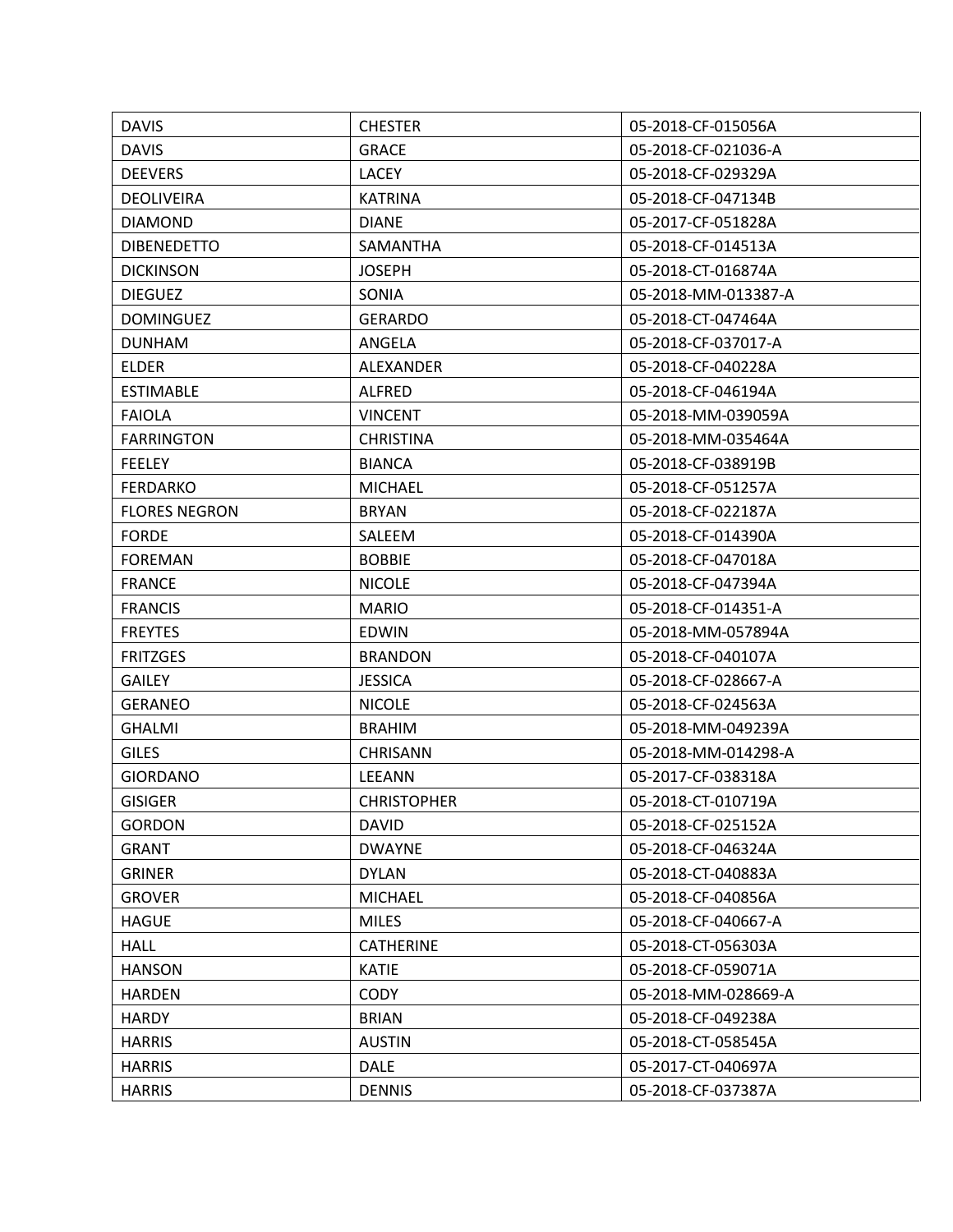| DAVIS | CHESTER | 05-2018-CF-015056A |
|---|---|---|
| DAVIS | GRACE | 05-2018-CF-021036-A |
| DEEVERS | LACEY | 05-2018-CF-029329A |
| DEOLIVEIRA | KATRINA | 05-2018-CF-047134B |
| DIAMOND | DIANE | 05-2017-CF-051828A |
| DIBENEDETTO | SAMANTHA | 05-2018-CF-014513A |
| DICKINSON | JOSEPH | 05-2018-CT-016874A |
| DIEGUEZ | SONIA | 05-2018-MM-013387-A |
| DOMINGUEZ | GERARDO | 05-2018-CT-047464A |
| DUNHAM | ANGELA | 05-2018-CF-037017-A |
| ELDER | ALEXANDER | 05-2018-CF-040228A |
| ESTIMABLE | ALFRED | 05-2018-CF-046194A |
| FAIOLA | VINCENT | 05-2018-MM-039059A |
| FARRINGTON | CHRISTINA | 05-2018-MM-035464A |
| FEELEY | BIANCA | 05-2018-CF-038919B |
| FERDARKO | MICHAEL | 05-2018-CF-051257A |
| FLORES NEGRON | BRYAN | 05-2018-CF-022187A |
| FORDE | SALEEM | 05-2018-CF-014390A |
| FOREMAN | BOBBIE | 05-2018-CF-047018A |
| FRANCE | NICOLE | 05-2018-CF-047394A |
| FRANCIS | MARIO | 05-2018-CF-014351-A |
| FREYTES | EDWIN | 05-2018-MM-057894A |
| FRITZGES | BRANDON | 05-2018-CF-040107A |
| GAILEY | JESSICA | 05-2018-CF-028667-A |
| GERANEO | NICOLE | 05-2018-CF-024563A |
| GHALMI | BRAHIM | 05-2018-MM-049239A |
| GILES | CHRISANN | 05-2018-MM-014298-A |
| GIORDANO | LEEANN | 05-2017-CF-038318A |
| GISIGER | CHRISTOPHER | 05-2018-CT-010719A |
| GORDON | DAVID | 05-2018-CF-025152A |
| GRANT | DWAYNE | 05-2018-CF-046324A |
| GRINER | DYLAN | 05-2018-CT-040883A |
| GROVER | MICHAEL | 05-2018-CF-040856A |
| HAGUE | MILES | 05-2018-CF-040667-A |
| HALL | CATHERINE | 05-2018-CT-056303A |
| HANSON | KATIE | 05-2018-CF-059071A |
| HARDEN | CODY | 05-2018-MM-028669-A |
| HARDY | BRIAN | 05-2018-CF-049238A |
| HARRIS | AUSTIN | 05-2018-CT-058545A |
| HARRIS | DALE | 05-2017-CT-040697A |
| HARRIS | DENNIS | 05-2018-CF-037387A |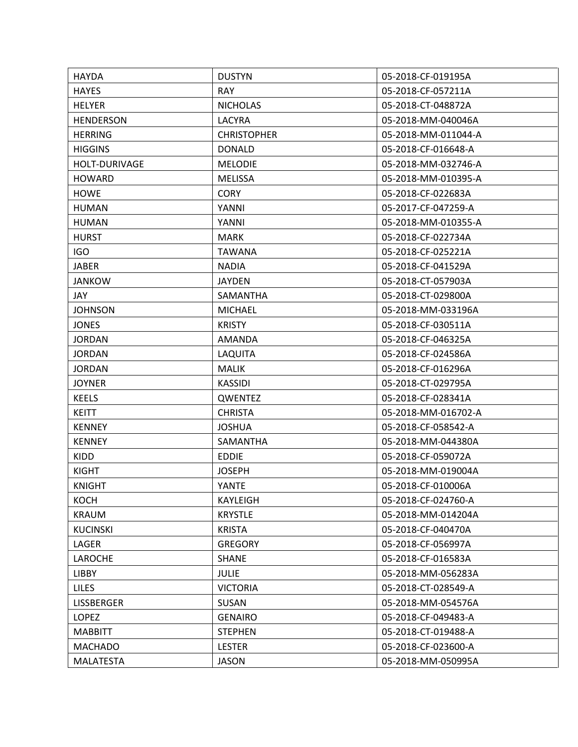| HAYDA | DUSTYN | 05-2018-CF-019195A |
|---|---|---|
| HAYES | RAY | 05-2018-CF-057211A |
| HELYER | NICHOLAS | 05-2018-CT-048872A |
| HENDERSON | LACYRA | 05-2018-MM-040046A |
| HERRING | CHRISTOPHER | 05-2018-MM-011044-A |
| HIGGINS | DONALD | 05-2018-CF-016648-A |
| HOLT-DURIVAGE | MELODIE | 05-2018-MM-032746-A |
| HOWARD | MELISSA | 05-2018-MM-010395-A |
| HOWE | CORY | 05-2018-CF-022683A |
| HUMAN | YANNI | 05-2017-CF-047259-A |
| HUMAN | YANNI | 05-2018-MM-010355-A |
| HURST | MARK | 05-2018-CF-022734A |
| IGO | TAWANA | 05-2018-CF-025221A |
| JABER | NADIA | 05-2018-CF-041529A |
| JANKOW | JAYDEN | 05-2018-CT-057903A |
| JAY | SAMANTHA | 05-2018-CT-029800A |
| JOHNSON | MICHAEL | 05-2018-MM-033196A |
| JONES | KRISTY | 05-2018-CF-030511A |
| JORDAN | AMANDA | 05-2018-CF-046325A |
| JORDAN | LAQUITA | 05-2018-CF-024586A |
| JORDAN | MALIK | 05-2018-CF-016296A |
| JOYNER | KASSIDI | 05-2018-CT-029795A |
| KEELS | QWENTEZ | 05-2018-CF-028341A |
| KEITT | CHRISTA | 05-2018-MM-016702-A |
| KENNEY | JOSHUA | 05-2018-CF-058542-A |
| KENNEY | SAMANTHA | 05-2018-MM-044380A |
| KIDD | EDDIE | 05-2018-CF-059072A |
| KIGHT | JOSEPH | 05-2018-MM-019004A |
| KNIGHT | YANTE | 05-2018-CF-010006A |
| KOCH | KAYLEIGH | 05-2018-CF-024760-A |
| KRAUM | KRYSTLE | 05-2018-MM-014204A |
| KUCINSKI | KRISTA | 05-2018-CF-040470A |
| LAGER | GREGORY | 05-2018-CF-056997A |
| LAROCHE | SHANE | 05-2018-CF-016583A |
| LIBBY | JULIE | 05-2018-MM-056283A |
| LILES | VICTORIA | 05-2018-CT-028549-A |
| LISSBERGER | SUSAN | 05-2018-MM-054576A |
| LOPEZ | GENAIRO | 05-2018-CF-049483-A |
| MABBITT | STEPHEN | 05-2018-CT-019488-A |
| MACHADO | LESTER | 05-2018-CF-023600-A |
| MALATESTA | JASON | 05-2018-MM-050995A |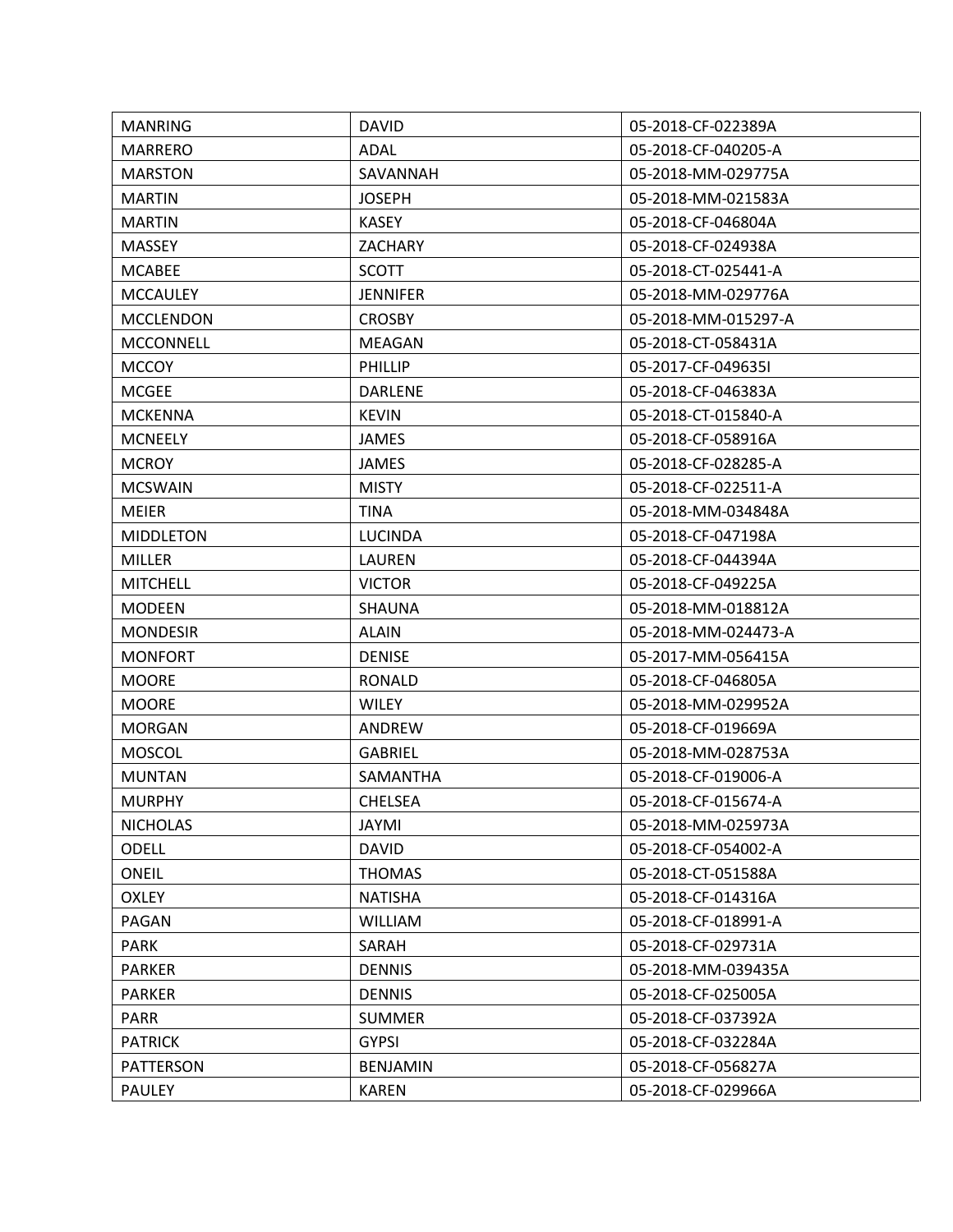| MANRING | DAVID | 05-2018-CF-022389A |
| --- | --- | --- |
| MARRERO | ADAL | 05-2018-CF-040205-A |
| MARSTON | SAVANNAH | 05-2018-MM-029775A |
| MARTIN | JOSEPH | 05-2018-MM-021583A |
| MARTIN | KASEY | 05-2018-CF-046804A |
| MASSEY | ZACHARY | 05-2018-CF-024938A |
| MCABEE | SCOTT | 05-2018-CT-025441-A |
| MCCAULEY | JENNIFER | 05-2018-MM-029776A |
| MCCLENDON | CROSBY | 05-2018-MM-015297-A |
| MCCONNELL | MEAGAN | 05-2018-CT-058431A |
| MCCOY | PHILLIP | 05-2017-CF-049635I |
| MCGEE | DARLENE | 05-2018-CF-046383A |
| MCKENNA | KEVIN | 05-2018-CT-015840-A |
| MCNEELY | JAMES | 05-2018-CF-058916A |
| MCROY | JAMES | 05-2018-CF-028285-A |
| MCSWAIN | MISTY | 05-2018-CF-022511-A |
| MEIER | TINA | 05-2018-MM-034848A |
| MIDDLETON | LUCINDA | 05-2018-CF-047198A |
| MILLER | LAUREN | 05-2018-CF-044394A |
| MITCHELL | VICTOR | 05-2018-CF-049225A |
| MODEEN | SHAUNA | 05-2018-MM-018812A |
| MONDESIR | ALAIN | 05-2018-MM-024473-A |
| MONFORT | DENISE | 05-2017-MM-056415A |
| MOORE | RONALD | 05-2018-CF-046805A |
| MOORE | WILEY | 05-2018-MM-029952A |
| MORGAN | ANDREW | 05-2018-CF-019669A |
| MOSCOL | GABRIEL | 05-2018-MM-028753A |
| MUNTAN | SAMANTHA | 05-2018-CF-019006-A |
| MURPHY | CHELSEA | 05-2018-CF-015674-A |
| NICHOLAS | JAYMI | 05-2018-MM-025973A |
| ODELL | DAVID | 05-2018-CF-054002-A |
| ONEIL | THOMAS | 05-2018-CT-051588A |
| OXLEY | NATISHA | 05-2018-CF-014316A |
| PAGAN | WILLIAM | 05-2018-CF-018991-A |
| PARK | SARAH | 05-2018-CF-029731A |
| PARKER | DENNIS | 05-2018-MM-039435A |
| PARKER | DENNIS | 05-2018-CF-025005A |
| PARR | SUMMER | 05-2018-CF-037392A |
| PATRICK | GYPSI | 05-2018-CF-032284A |
| PATTERSON | BENJAMIN | 05-2018-CF-056827A |
| PAULEY | KAREN | 05-2018-CF-029966A |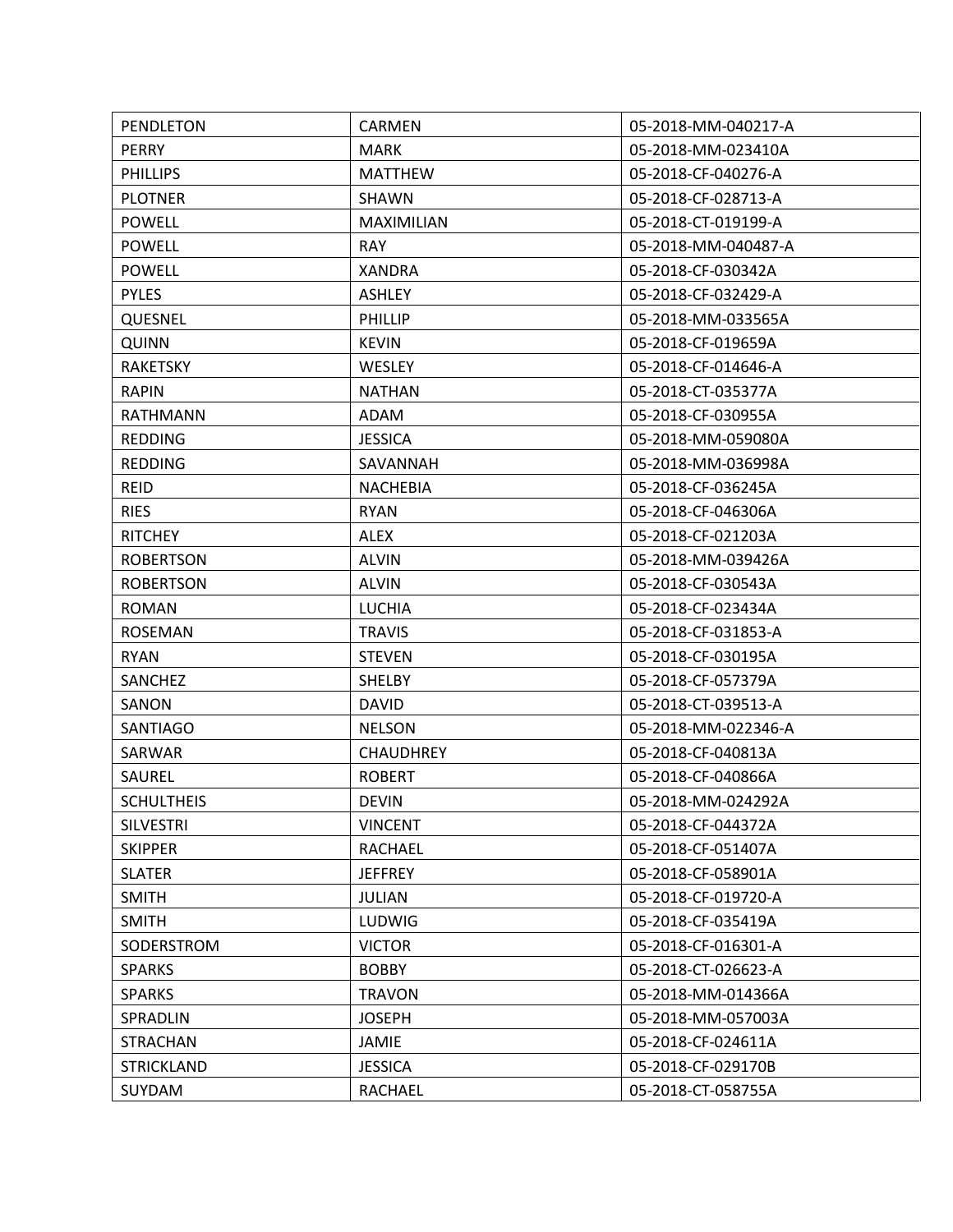| PENDLETON | CARMEN | 05-2018-MM-040217-A |
|---|---|---|
| PERRY | MARK | 05-2018-MM-023410A |
| PHILLIPS | MATTHEW | 05-2018-CF-040276-A |
| PLOTNER | SHAWN | 05-2018-CF-028713-A |
| POWELL | MAXIMILIAN | 05-2018-CT-019199-A |
| POWELL | RAY | 05-2018-MM-040487-A |
| POWELL | XANDRA | 05-2018-CF-030342A |
| PYLES | ASHLEY | 05-2018-CF-032429-A |
| QUESNEL | PHILLIP | 05-2018-MM-033565A |
| QUINN | KEVIN | 05-2018-CF-019659A |
| RAKETSKY | WESLEY | 05-2018-CF-014646-A |
| RAPIN | NATHAN | 05-2018-CT-035377A |
| RATHMANN | ADAM | 05-2018-CF-030955A |
| REDDING | JESSICA | 05-2018-MM-059080A |
| REDDING | SAVANNAH | 05-2018-MM-036998A |
| REID | NACHEBIA | 05-2018-CF-036245A |
| RIES | RYAN | 05-2018-CF-046306A |
| RITCHEY | ALEX | 05-2018-CF-021203A |
| ROBERTSON | ALVIN | 05-2018-MM-039426A |
| ROBERTSON | ALVIN | 05-2018-CF-030543A |
| ROMAN | LUCHIA | 05-2018-CF-023434A |
| ROSEMAN | TRAVIS | 05-2018-CF-031853-A |
| RYAN | STEVEN | 05-2018-CF-030195A |
| SANCHEZ | SHELBY | 05-2018-CF-057379A |
| SANON | DAVID | 05-2018-CT-039513-A |
| SANTIAGO | NELSON | 05-2018-MM-022346-A |
| SARWAR | CHAUDHREY | 05-2018-CF-040813A |
| SAUREL | ROBERT | 05-2018-CF-040866A |
| SCHULTHEIS | DEVIN | 05-2018-MM-024292A |
| SILVESTRI | VINCENT | 05-2018-CF-044372A |
| SKIPPER | RACHAEL | 05-2018-CF-051407A |
| SLATER | JEFFREY | 05-2018-CF-058901A |
| SMITH | JULIAN | 05-2018-CF-019720-A |
| SMITH | LUDWIG | 05-2018-CF-035419A |
| SODERSTROM | VICTOR | 05-2018-CF-016301-A |
| SPARKS | BOBBY | 05-2018-CT-026623-A |
| SPARKS | TRAVON | 05-2018-MM-014366A |
| SPRADLIN | JOSEPH | 05-2018-MM-057003A |
| STRACHAN | JAMIE | 05-2018-CF-024611A |
| STRICKLAND | JESSICA | 05-2018-CF-029170B |
| SUYDAM | RACHAEL | 05-2018-CT-058755A |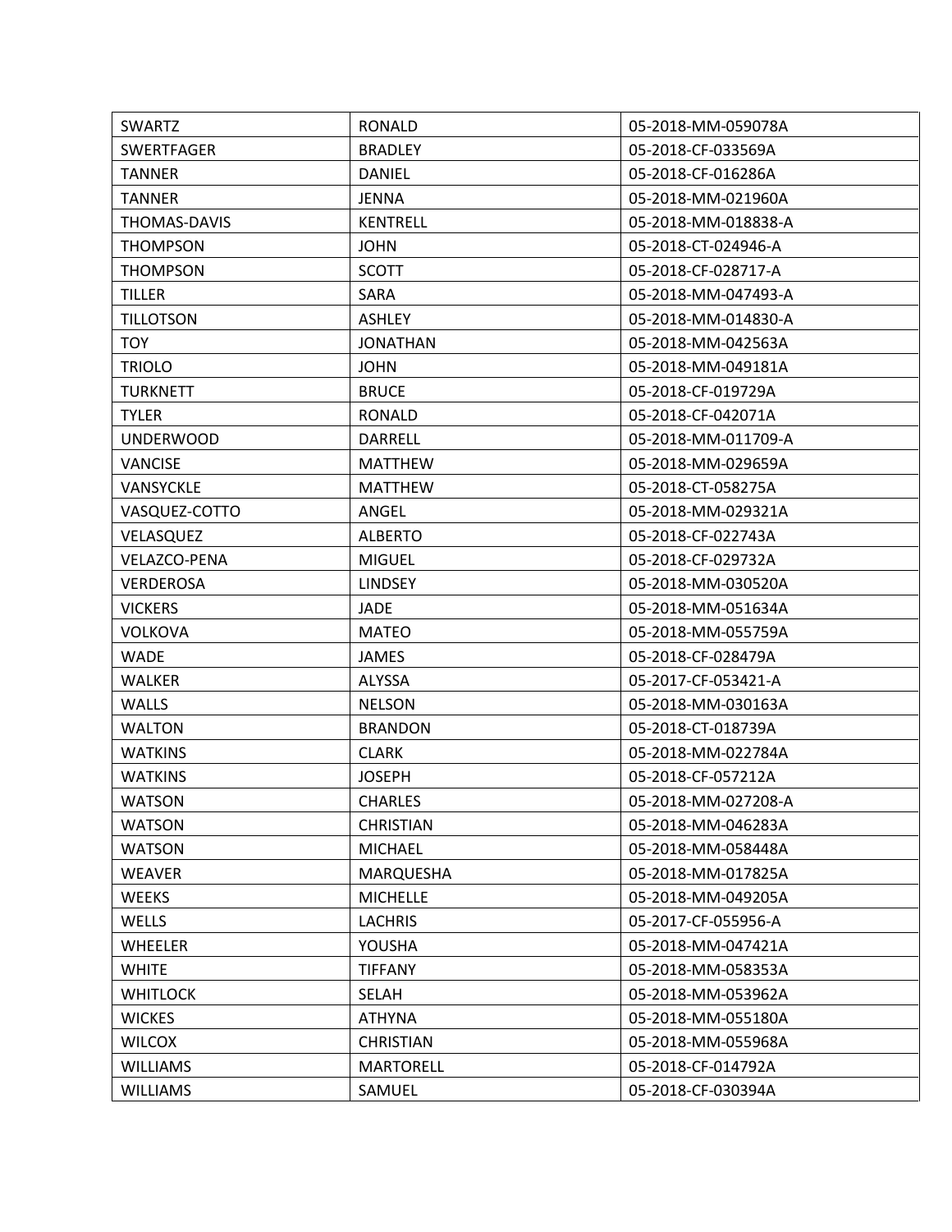| SWARTZ | RONALD | 05-2018-MM-059078A |
|---|---|---|
| SWERTFAGER | BRADLEY | 05-2018-CF-033569A |
| TANNER | DANIEL | 05-2018-CF-016286A |
| TANNER | JENNA | 05-2018-MM-021960A |
| THOMAS-DAVIS | KENTRELL | 05-2018-MM-018838-A |
| THOMPSON | JOHN | 05-2018-CT-024946-A |
| THOMPSON | SCOTT | 05-2018-CF-028717-A |
| TILLER | SARA | 05-2018-MM-047493-A |
| TILLOTSON | ASHLEY | 05-2018-MM-014830-A |
| TOY | JONATHAN | 05-2018-MM-042563A |
| TRIOLO | JOHN | 05-2018-MM-049181A |
| TURKNETT | BRUCE | 05-2018-CF-019729A |
| TYLER | RONALD | 05-2018-CF-042071A |
| UNDERWOOD | DARRELL | 05-2018-MM-011709-A |
| VANCISE | MATTHEW | 05-2018-MM-029659A |
| VANSYCKLE | MATTHEW | 05-2018-CT-058275A |
| VASQUEZ-COTTO | ANGEL | 05-2018-MM-029321A |
| VELASQUEZ | ALBERTO | 05-2018-CF-022743A |
| VELAZCO-PENA | MIGUEL | 05-2018-CF-029732A |
| VERDEROSA | LINDSEY | 05-2018-MM-030520A |
| VICKERS | JADE | 05-2018-MM-051634A |
| VOLKOVA | MATEO | 05-2018-MM-055759A |
| WADE | JAMES | 05-2018-CF-028479A |
| WALKER | ALYSSA | 05-2017-CF-053421-A |
| WALLS | NELSON | 05-2018-MM-030163A |
| WALTON | BRANDON | 05-2018-CT-018739A |
| WATKINS | CLARK | 05-2018-MM-022784A |
| WATKINS | JOSEPH | 05-2018-CF-057212A |
| WATSON | CHARLES | 05-2018-MM-027208-A |
| WATSON | CHRISTIAN | 05-2018-MM-046283A |
| WATSON | MICHAEL | 05-2018-MM-058448A |
| WEAVER | MARQUESHA | 05-2018-MM-017825A |
| WEEKS | MICHELLE | 05-2018-MM-049205A |
| WELLS | LACHRIS | 05-2017-CF-055956-A |
| WHEELER | YOUSHA | 05-2018-MM-047421A |
| WHITE | TIFFANY | 05-2018-MM-058353A |
| WHITLOCK | SELAH | 05-2018-MM-053962A |
| WICKES | ATHYNA | 05-2018-MM-055180A |
| WILCOX | CHRISTIAN | 05-2018-MM-055968A |
| WILLIAMS | MARTORELL | 05-2018-CF-014792A |
| WILLIAMS | SAMUEL | 05-2018-CF-030394A |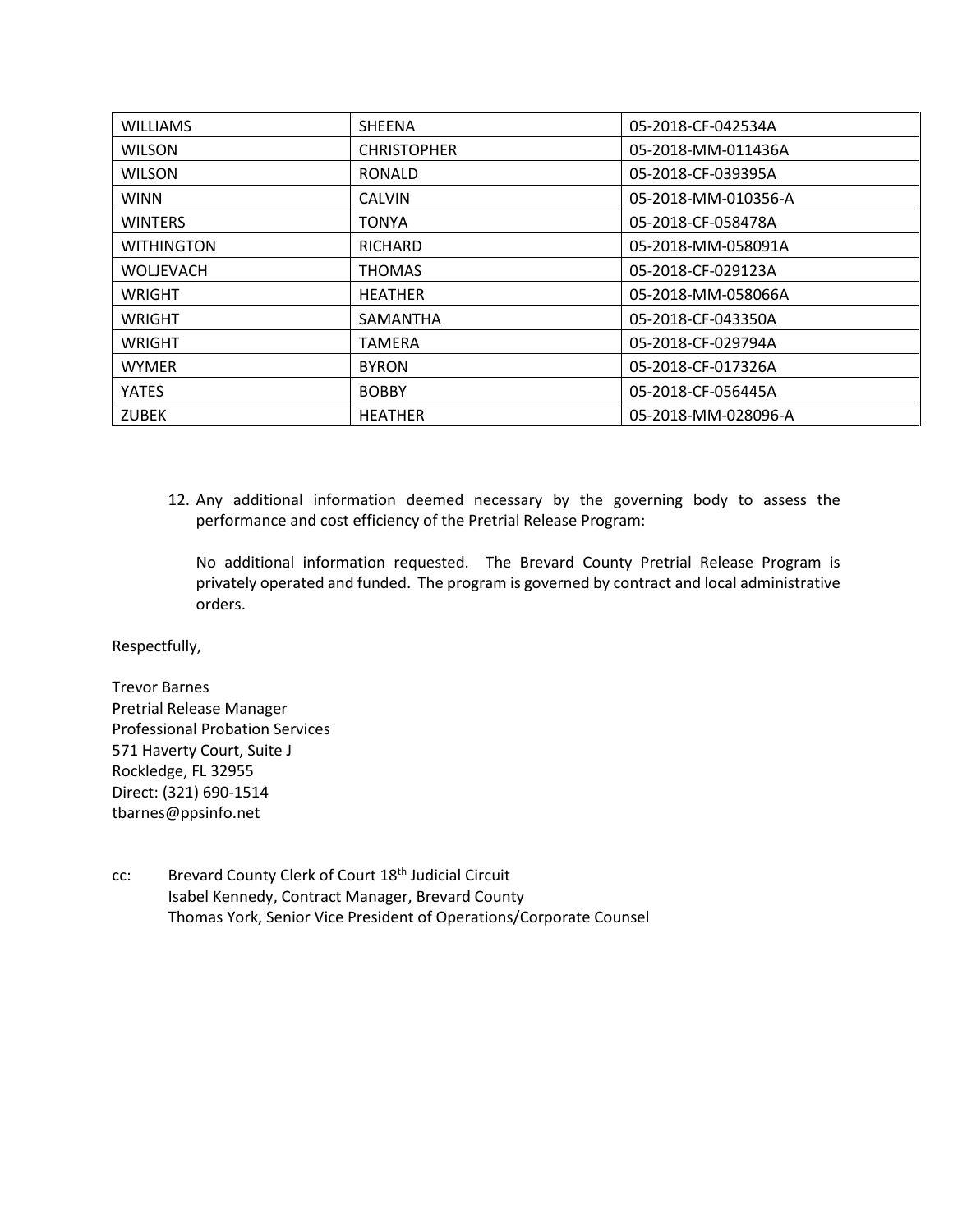| | | |
|---|---|---|
| WILLIAMS | SHEENA | 05-2018-CF-042534A |
| WILSON | CHRISTOPHER | 05-2018-MM-011436A |
| WILSON | RONALD | 05-2018-CF-039395A |
| WINN | CALVIN | 05-2018-MM-010356-A |
| WINTERS | TONYA | 05-2018-CF-058478A |
| WITHINGTON | RICHARD | 05-2018-MM-058091A |
| WOLJEVACH | THOMAS | 05-2018-CF-029123A |
| WRIGHT | HEATHER | 05-2018-MM-058066A |
| WRIGHT | SAMANTHA | 05-2018-CF-043350A |
| WRIGHT | TAMERA | 05-2018-CF-029794A |
| WYMER | BYRON | 05-2018-CF-017326A |
| YATES | BOBBY | 05-2018-CF-056445A |
| ZUBEK | HEATHER | 05-2018-MM-028096-A |

12. Any additional information deemed necessary by the governing body to assess the performance and cost efficiency of the Pretrial Release Program:

    No additional information requested. The Brevard County Pretrial Release Program is privately operated and funded. The program is governed by contract and local administrative orders.

Respectfully,

Trevor Barnes
Pretrial Release Manager
Professional Probation Services
571 Haverty Court, Suite J
Rockledge, FL 32955
Direct: (321) 690-1514
tbarnes@ppsinfo.net

cc: Brevard County Clerk of Court 18th Judicial Circuit
Isabel Kennedy, Contract Manager, Brevard County
Thomas York, Senior Vice President of Operations/Corporate Counsel